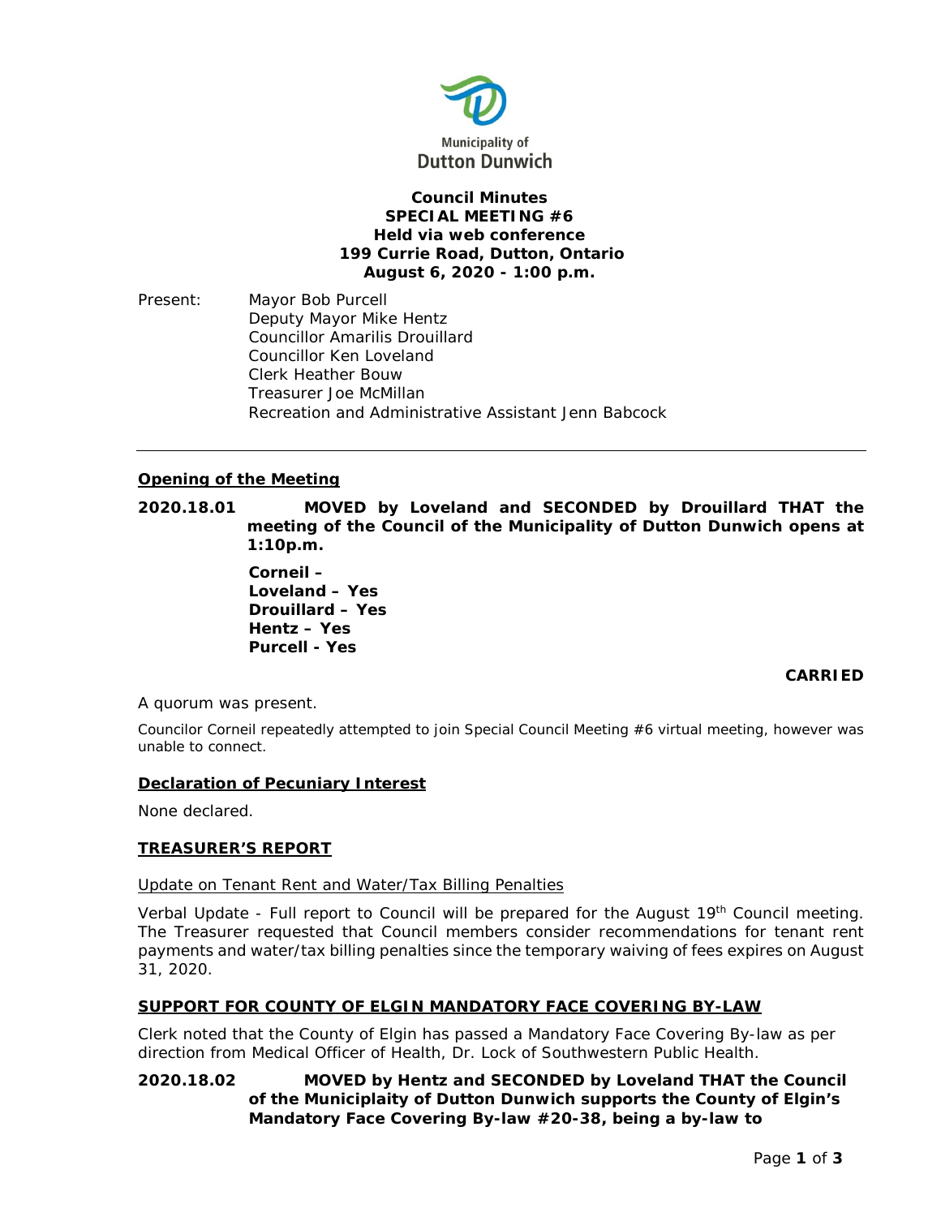Municipality of
Dutton Dunwich

**Council Minutes**
**SPECIAL MEETING #6**
**Held via web conference**
**199 Currie Road, Dutton, Ontario**
**August 6, 2020 - 1:00 p.m.**

Present: Mayor Bob Purcell
Deputy Mayor Mike Hentz
Councillor Amarilis Drouillard
Councillor Ken Loveland
Clerk Heather Bouw
Treasurer Joe McMillan
Recreation and Administrative Assistant Jenn Babcock

---

## Opening of the Meeting

**2020.18.01 MOVED by Loveland and SECONDED by Drouillard THAT the meeting of the Council of the Municipality of Dutton Dunwich opens at 1:10p.m.**

**Corneil –**
**Loveland – Yes**
**Drouillard – Yes**
**Hentz – Yes**
**Purcell - Yes**

**CARRIED**

A quorum was present.

Councilor Corneil repeatedly attempted to join Special Council Meeting #6 virtual meeting, however was unable to connect.

## Declaration of Pecuniary Interest

None declared.

## TREASURER'S REPORT

Update on Tenant Rent and Water/Tax Billing Penalties

Verbal Update - Full report to Council will be prepared for the August 19th Council meeting. The Treasurer requested that Council members consider recommendations for tenant rent payments and water/tax billing penalties since the temporary waiving of fees expires on August 31, 2020.

## SUPPORT FOR COUNTY OF ELGIN MANDATORY FACE COVERING BY-LAW

Clerk noted that the County of Elgin has passed a Mandatory Face Covering By-law as per direction from Medical Officer of Health, Dr. Lock of Southwestern Public Health.

**2020.18.02 MOVED by Hentz and SECONDED by Loveland THAT the Council of the Municiplaity of Dutton Dunwich supports the County of Elgin's Mandatory Face Covering By-law #20-38, being a by-law to**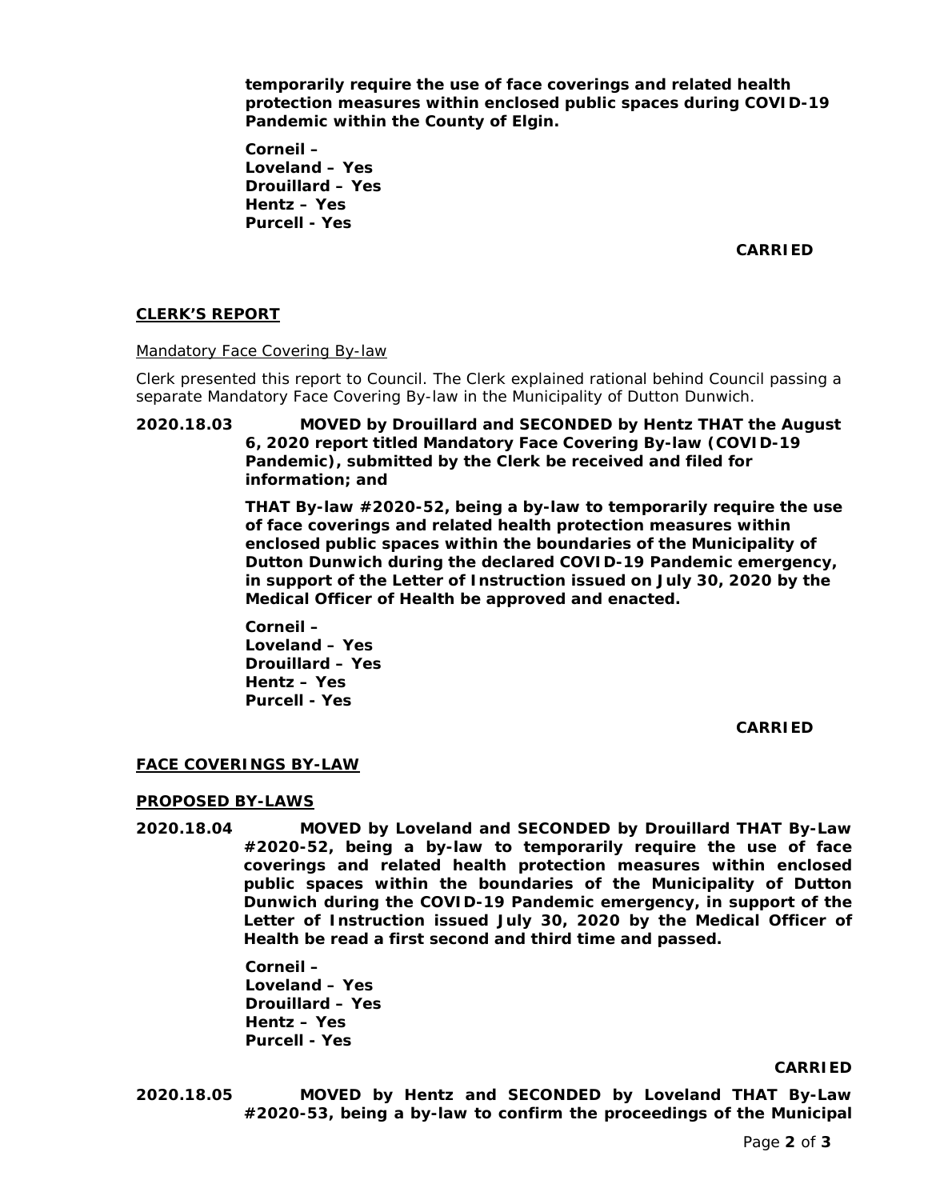**temporarily require the use of face coverings and related health protection measures within enclosed public spaces during COVID-19 Pandemic within the County of Elgin.**

**Corneil –**
**Loveland – Yes**
**Drouillard – Yes**
**Hentz – Yes**
**Purcell - Yes**

**CARRIED**

## CLERK'S REPORT

Mandatory Face Covering By-law

*Clerk presented this report to Council. The Clerk explained rational behind Council passing a separate Mandatory Face Covering By-law in the Municipality of Dutton Dunwich.*

**2020.18.03 MOVED by Drouillard and SECONDED by Hentz THAT the August 6, 2020 report titled Mandatory Face Covering By-law (COVID-19 Pandemic), submitted by the Clerk be received and filed for information; and**

**THAT By-law #2020-52, being a by-law to temporarily require the use of face coverings and related health protection measures within enclosed public spaces within the boundaries of the Municipality of Dutton Dunwich during the declared COVID-19 Pandemic emergency, in support of the Letter of Instruction issued on July 30, 2020 by the Medical Officer of Health be approved and enacted.**

**Corneil –**
**Loveland – Yes**
**Drouillard – Yes**
**Hentz – Yes**
**Purcell - Yes**

**CARRIED**

## FACE COVERINGS BY-LAW

## PROPOSED BY-LAWS

**2020.18.04 MOVED by Loveland and SECONDED by Drouillard THAT By-Law #2020-52, being a by-law to temporarily require the use of face coverings and related health protection measures within enclosed public spaces within the boundaries of the Municipality of Dutton Dunwich during the COVID-19 Pandemic emergency, in support of the Letter of Instruction issued July 30, 2020 by the Medical Officer of Health be read a first second and third time and passed.**

**Corneil –**
**Loveland – Yes**
**Drouillard – Yes**
**Hentz – Yes**
**Purcell - Yes**

**CARRIED**

**2020.18.05 MOVED by Hentz and SECONDED by Loveland THAT By-Law #2020-53, being a by-law to confirm the proceedings of the Municipal**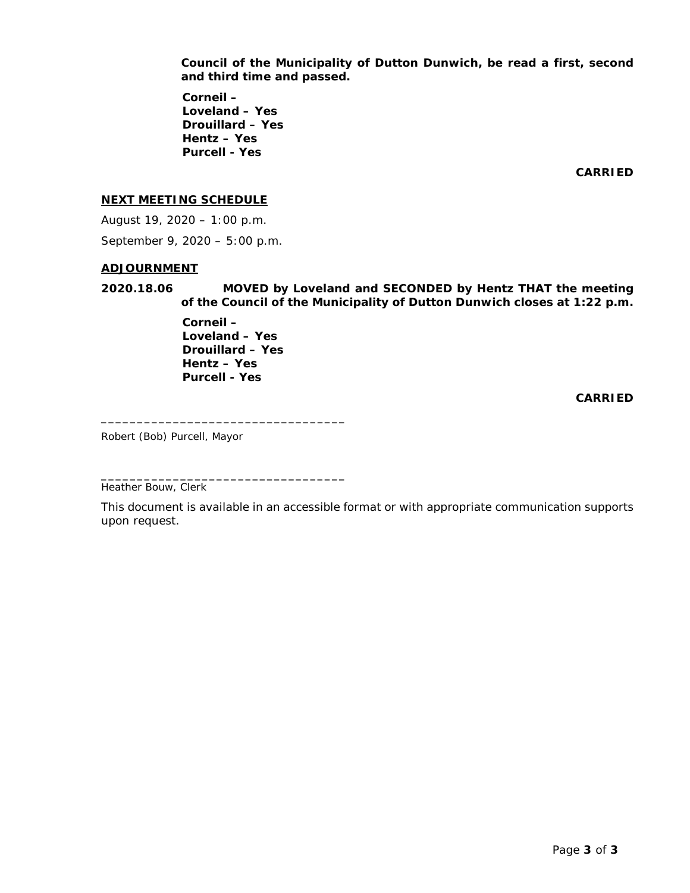**Council of the Municipality of Dutton Dunwich, be read a first, second and third time and passed.**

**Corneil –**
**Loveland – Yes**
**Drouillard – Yes**
**Hentz – Yes**
**Purcell - Yes**

**CARRIED**

## NEXT MEETING SCHEDULE

August 19, 2020 – 1:00 p.m.

September 9, 2020 – 5:00 p.m.

## ADJOURNMENT

**2020.18.06 MOVED by Loveland and SECONDED by Hentz THAT the meeting of the Council of the Municipality of Dutton Dunwich closes at 1:22 p.m.**

**Corneil –**
**Loveland – Yes**
**Drouillard – Yes**
**Hentz – Yes**
**Purcell - Yes**

**CARRIED**

___________________________________

Robert (Bob) Purcell, Mayor

___________________________________

Heather Bouw, Clerk

This document is available in an accessible format or with appropriate communication supports upon request.